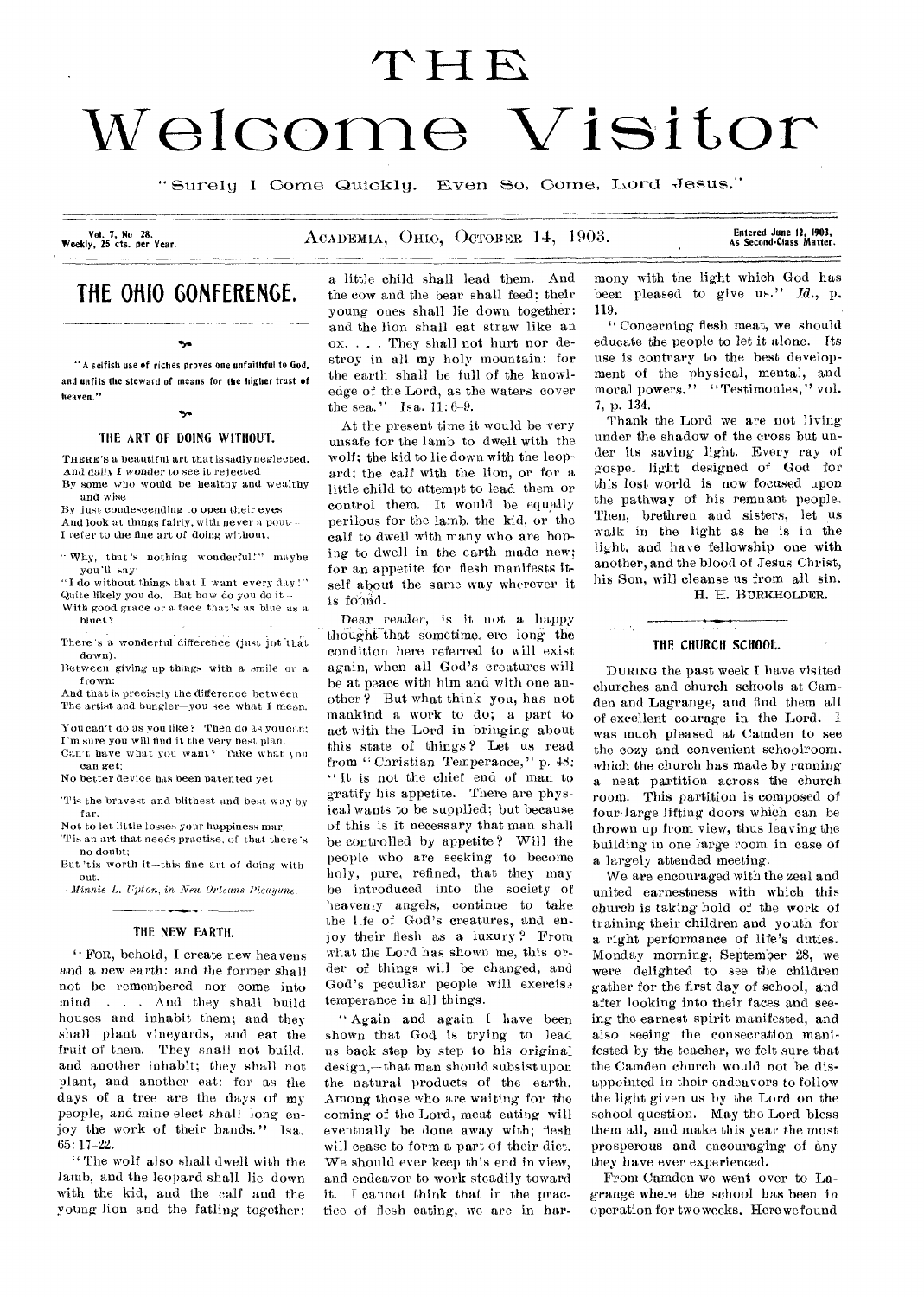# THE Welcome Visitor

"Surely I Come Quickly. Even So, Come, Lord Jesus."

Vol. 7, No 28. Weekly, 25 cts. per Year. ACADEMIA, OHIO, OCTOBER 14, 1903. Entered June 12, 1903, As Second-Class Matter.

## THE OHIO CONFERENCE.

"A selfish use of riches proves one unfaithful to God, and unfits the steward of means for the higher trust of heaven."

### THE ART OF DOING WITHOUT.

THERE'S a beautiful art that is sadly neglected.
And daily I wonder to see it rejected
By some who would be healthy and wealthy and wise
By just condescending to open their eyes,
And look at things fairly, with never a pout—
I refer to the fine art of doing without.

"Why, that's nothing wonderful!" maybe you'll say;
"I do without things that I want every day!"
Quite likely you do. But how do you do it—
With good grace or a face that's as blue as a bluet?

There's a wonderful difference (just jot that down).
Between giving up things with a smile or a frown:
And that is precisely the difference between
The artist and bungler—you see what I mean.

You can't do as you like? Then do as you can;
I'm sure you will find it the very best plan.
Can't have what you want? Take what you can get;
No better device has been patented yet

'Tis the bravest and blithest and best way by far.
Not to let little losses your happiness mar;
'Tis an art that needs practise, of that there's no doubt;
But 'tis worth it—this fine art of doing without.

—*Minnie L. Upton, in New Orleans Picayune.*

### THE NEW EARTH.

"FOR, behold, I create new heavens and a new earth: and the former shall not be remembered nor come into mind . . . And they shall build houses and inhabit them; and they shall plant vineyards, and eat the fruit of them. They shall not build, and another inhabit; they shall not plant, and another eat: for as the days of a tree are the days of my people, and mine elect shall long enjoy the work of their hands." Isa. 65: 17-22.

"The wolf also shall dwell with the lamb, and the leopard shall lie down with the kid, and the calf and the young lion and the fatling together: a little child shall lead them. And the cow and the bear shall feed; their young ones shall lie down together: and the lion shall eat straw like an ox. . . . They shall not hurt nor destroy in all my holy mountain: for the earth shall be full of the knowledge of the Lord, as the waters cover the sea." Isa. 11: 6-9.

At the present time it would be very unsafe for the lamb to dwell with the wolf; the kid to lie down with the leopard; the calf with the lion, or for a little child to attempt to lead them or control them. It would be equally perilous for the lamb, the kid, or the calf to dwell with many who are hoping to dwell in the earth made new; for an appetite for flesh manifests itself about the same way wherever it is found.

Dear reader, is it not a happy thought that sometime, ere long the condition here referred to will exist again, when all God's creatures will be at peace with him and with one another? But what think you, has not mankind a work to do; a part to act with the Lord in bringing about this state of things? Let us read from "Christian Temperance," p. 48: "It is not the chief end of man to gratify his appetite. There are physical wants to be supplied; but because of this is it necessary that man shall be controlled by appetite? Will the people who are seeking to become holy, pure, refined, that they may be introduced into the society of heavenly angels, continue to take the life of God's creatures, and enjoy their flesh as a luxury? From what the Lord has shown me, this order of things will be changed, and God's peculiar people will exercise temperance in all things.

"Again and again I have been shown that God is trying to lead us back step by step to his original design,—that man should subsist upon the natural products of the earth. Among those who are waiting for the coming of the Lord, meat eating will eventually be done away with; flesh will cease to form a part of their diet. We should ever keep this end in view, and endeavor to work steadily toward it. I cannot think that in the practice of flesh eating, we are in harmony with the light which God has been pleased to give us." *Id.*, p. 119.

"Concerning flesh meat, we should educate the people to let it alone. Its use is contrary to the best development of the physical, mental, and moral powers." "Testimonies," vol. 7, p. 134.

Thank the Lord we are not living under the shadow of the cross but under its saving light. Every ray of gospel light designed of God for this lost world is now focused upon the pathway of his remnant people. Then, brethren and sisters, let us walk in the light as he is in the light, and have fellowship one with another, and the blood of Jesus Christ, his Son, will cleanse us from all sin.

H. H. BURKHOLDER.

### THE CHURCH SCHOOL.

DURING the past week I have visited churches and church schools at Camden and Lagrange, and find them all of excellent courage in the Lord. I was much pleased at Camden to see the cozy and convenient schoolroom, which the church has made by running a neat partition across the church room. This partition is composed of four large lifting doors which can be thrown up from view, thus leaving the building in one large room in case of a largely attended meeting.

We are encouraged with the zeal and united earnestness with which this church is taking hold of the work of training their children and youth for a right performance of life's duties. Monday morning, September 28, we were delighted to see the children gather for the first day of school, and after looking into their faces and seeing the earnest spirit manifested, and also seeing the consecration manifested by the teacher, we felt sure that the Camden church would not be disappointed in their endeavors to follow the light given us by the Lord on the school question. May the Lord bless them all, and make this year the most prosperous and encouraging of any they have ever experienced.

From Camden we went over to Lagrange where the school has been in operation for two weeks. Here we found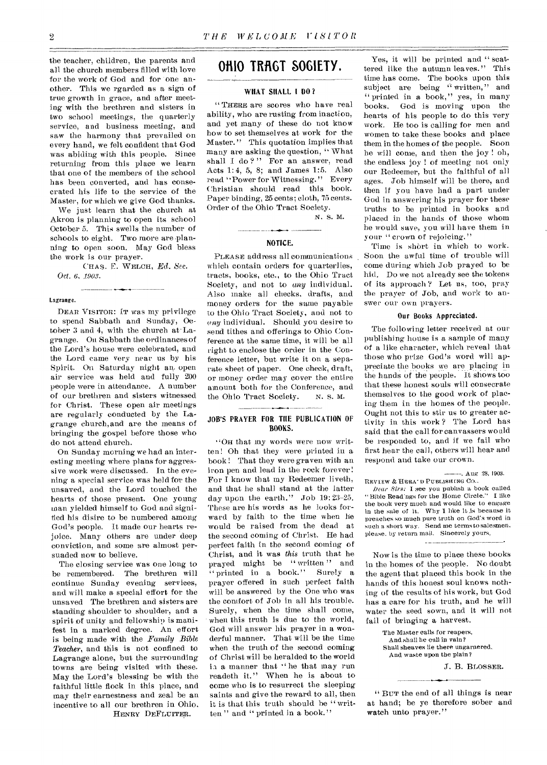the teacher, children, the parents and all the church members filled with love for the work of God and for one another. This we rgarded as a sign of true growth in grace, and after meeting with the brethren and sisters in two school meetings, the quarterly service, and business meeting, and saw the harmony that prevailed on every hand, we felt confident that God was abiding with this people. Since returning from this place we learn that one of the members of the school has been converted, and has consecrated his life to the service of the Master, for which we give God thanks.

We just learn that the church at Akron is planning to open its school October 5. This swells the number of schools to eight. Two more are planning to open soon. May God bless the work is our prayer.

CHAS. F. WELCH, *Ed. Sec.*

*Oct. 6, 1903.*

**Lagrange.**

DEAR VISITOR: IT was my privilege to spend Sabbath and Sunday, October 3 and 4, with the church at Lagrange. On Sabbath the ordinances of the Lord's house were celebrated, and the Lord came very near us by his Spirit. On Saturday night an open air service was held and fully 200 people were in attendance. A number of our brethren and sisters witnessed for Christ. These open air meetings are regularly conducted by the Lagrange church, and are the means of bringing the gospel before those who do not attend church.

On Sunday morning we had an interesting meeting where plans for aggressive work were discussed. In the evening a special service was held for the unsaved, and the Lord touched the hearts of those present. One young man yielded himself to God and signified his disire to be numbered among God's people. It made our hearts rejoice. Many others are under deep conviction, and some are almost persuaded now to believe.

The closing service was one long to be remembered. The brethren will continue Sunday evening services, and will make a special effort for the unsaved The brethren and sisters are standing shoulder to shoulder, and a spirit of unity and fellowship is manifest in a marked degree. An effort is being made with the *Family Bible Teacher*, and this is not confined to Lagrange alone, but the surrounding towns are being visited with these. May the Lord's blessing be with the faithful little flock in this place, and may their earnestness and zeal be an incentive to all our brethren in Ohio.

HENRY DEFLUITER.

# OHIO TRACT SOCIETY.

### WHAT SHALL I DO?

"THERE are scores who have real ability, who are rusting from inaction, and yet many of these do not know how to set themselves at work for the Master." This quotation implies that many are asking the question, "What shall I do?" For an answer, read Acts 1:4, 5, 8; and James 1:5. Also read "Power for Witnessing." Every Christian should read this book. Paper binding, 25 cents; cloth, 75 cents. Order of the Ohio Tract Society.

N. S. M.

### NOTICE.

PLEASE address all communications which contain orders for quarterlies, tracts, books, etc., to the Ohio Tract Society, and not to *any* individual. Also make all checks, drafts, and money orders for the same payable to the Ohio Tract Society, and not to *any* individual. Should you desire to send tithes and offerings to Ohio Conference at the same time, it will be all right to enclose the order in the Conference letter, but write it on a separate sheet of paper. One check, draft, or money order may cover the entire amount both for the Conference, and the Ohio Tract Society. N. S. M.

### JOB'S PRAYER FOR THE PUBLICATION OF BOOKS.

"OH that my words were now written! Oh that they were printed in a book! That they were graven with an iron pen and lead in the rock forever! For I know that my Redeemer liveth, and that he shall stand at the latter day upon the earth." Job 19:23-25. These are his words as he looks forward by faith to the time when he would be raised from the dead at the second coming of Christ. He had perfect faith in the second coming of Christ, and it was *this* truth that he prayed might be "written" and "printed in a book." Surely a prayer offered in such perfect faith will be answered by the One who was the comfort of Job in all his trouble. Surely, when the time shall come, when this truth is due to the world, God will answer his prayer in a wonderful manner. That will be the time when the truth of the second coming of Christ will be heralded to the world in a manner that "he that may run readeth it." When he is about to come who is to resurrect the sleeping saints and give the reward to all, then it is that this truth should be "written" and "printed in a book."

Yes, it will be printed and "scattered like the autumn leaves." This time has come. The books upon this subject are being "written," and "printed in a book," yes, in many books. God is moving upon the hearts of his people to do this very work. He too is calling for men and women to take these books and place them in the homes of the people. Soon he will come, and then the joy! oh, the endless joy! of meeting not only our Redeemer, but the faithful of all ages. Job himself will be there, and then if you have had a part under God in answering his prayer for these truths to be printed in books and placed in the hands of those whom he would save, you will have them in your "crown of rejoicing."

Time is short in which to work. Soon the awful time of trouble will come during which Job prayed to be hid. Do we not already see the tokens of its approach? Let us, too, pray the prayer of Job, and work to answer our own prayers.

### Our Books Appreciated.

The following letter received at our publishing house is a sample of many of a like character, which reveal that those who prize God's word will appreciate the books we are placing in the hands of the people. It shows too that these honest souls will consecrate themselves to the good work of placing them in the homes of the people. Ought not this to stir us to greater activity in this work? The Lord has said that the call for canvassers would be responded to, and if we fail who first hear the call, others will hear and respond and take our crown.

———, Aug 28, 1903.

REVIEW & HERALD PUBLISHING CO.,

*Dear Sirs:* I see you publish a book called "Bible Readings for the Home Circle." I like the book very much and would like to engage in the sale of it. Why I like it is because it preaches so much pure truth on God's word in such a short way. Send me terms to salesmen, please, by return mail. Sincerely yours,

———.

Now is the time to place these books in the homes of the people. No doubt the agent that placed this book in the hands of this honest soul knows nothing of the results of his work, but God has a care for his truth, and he will water the seed sown, and it will not fail of bringing a harvest.

The Master calls for reapers,
And shall he call in vain?
Shall sheaves lie there ungarnered,
And waste upon the plain?

J. B. BLOSSER.

"BUT the end of all things is near at hand; be ye therefore sober and watch unto prayer."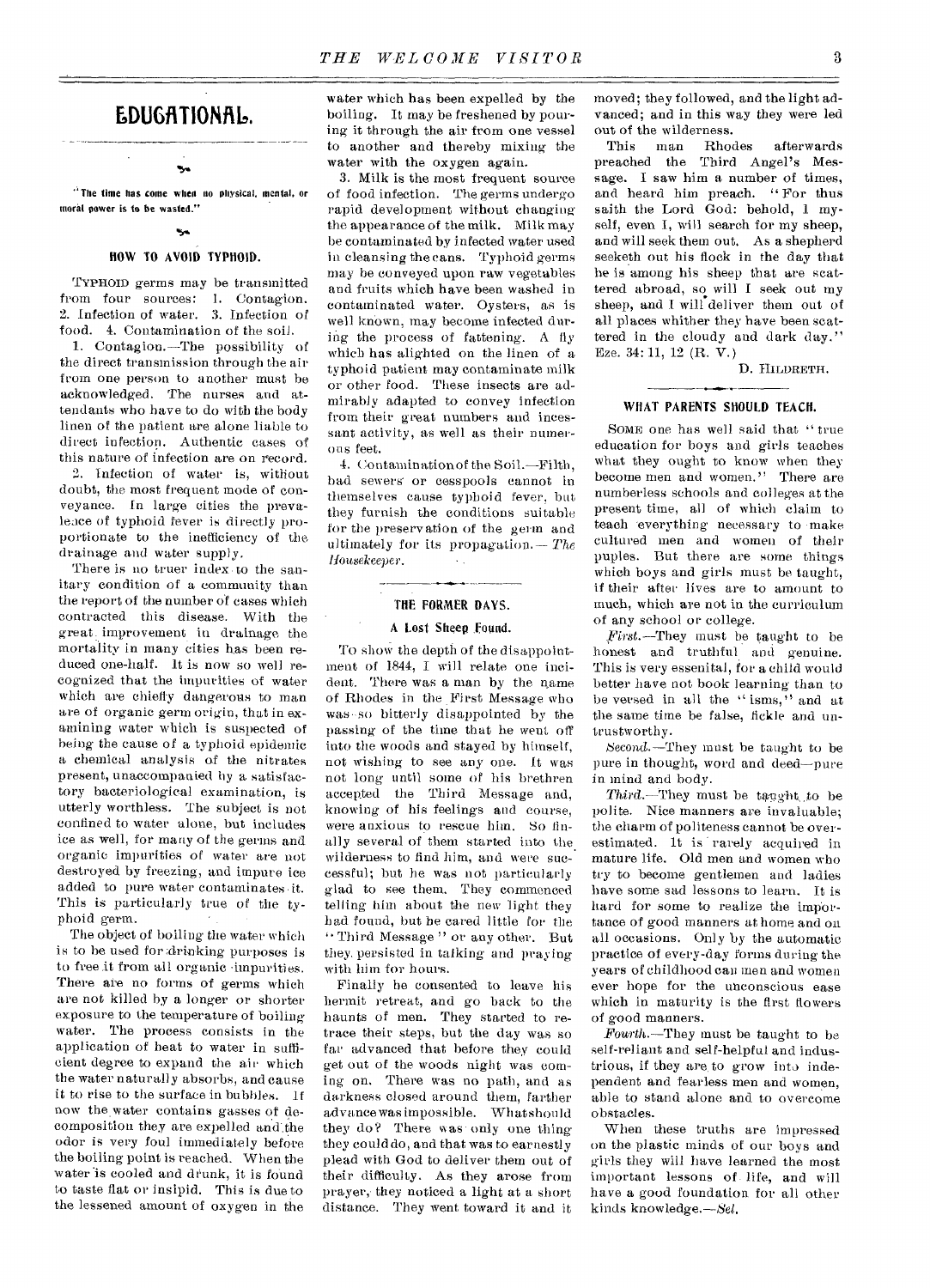# EDUCATIONAL.

"The time has come when no physical, mental, or moral power is to be wasted."

## HOW TO AVOID TYPHOID.

TYPHOID germs may be transmitted from four sources: 1. Contagion. 2. Infection of water. 3. Infection of food. 4. Contamination of the soil.

1. Contagion.—The possibility of the direct transmission through the air from one person to another must be acknowledged. The nurses and attendants who have to do with the body linen of the patient are alone liable to direct infection. Authentic cases of this nature of infection are on record.

2. Infection of water is, without doubt, the most frequent mode of conveyance. In large cities the prevalence of typhoid fever is directly proportionate to the inefficiency of the drainage and water supply.

There is no truer index to the sanitary condition of a community than the report of the number of cases which contracted this disease. With the great improvement in drainage the mortality in many cities has been reduced one-half. It is now so well recognized that the impurities of water which are chiefly dangerous to man are of organic germ origin, that in examining water which is suspected of being the cause of a typhoid epidemic a chemical analysis of the nitrates present, unaccompanied by a satisfactory bacteriological examination, is utterly worthless. The subject is not confined to water alone, but includes ice as well, for many of the germs and organic impurities of water are not destroyed by freezing, and impure ice added to pure water contaminates it. This is particularly true of the typhoid germ.

The object of boiling the water which is to be used for drinking purposes is to free it from all organic impurities. There are no forms of germs which are not killed by a longer or shorter exposure to the temperature of boiling water. The process consists in the application of heat to water in sufficient degree to expand the air which the water naturally absorbs, and cause it to rise to the surface in bubbles. If now the water contains gasses of decomposition they are expelled and the odor is very foul immediately before the boiling point is reached. When the water is cooled and drunk, it is found to taste flat or insipid. This is due to the lessened amount of oxygen in the water which has been expelled by the boiling. It may be freshened by pouring it through the air from one vessel to another and thereby mixing the water with the oxygen again.

3. Milk is the most frequent source of food infection. The germs undergo rapid development without changing the appearance of the milk. Milk may be contaminated by infected water used in cleansing the cans. Typhoid germs may be conveyed upon raw vegetables and fruits which have been washed in contaminated water. Oysters, as is well known, may become infected during the process of fattening. A fly which has alighted on the linen of a typhoid patient may contaminate milk or other food. These insects are admirably adapted to convey infection from their great numbers and incessant activity, as well as their numerous feet.

4. Contamination of the Soil.—Filth, bad sewers or cesspools cannot in themselves cause typhoid fever, but they furnish the conditions suitable for the preservation of the germ and ultimately for its propagation.—*The Housekeeper.*

## THE FORMER DAYS.

### A Lost Sheep Found.

TO show the depth of the disappointment of 1844, I will relate one incident. There was a man by the name of Rhodes in the First Message who was so bitterly disappointed by the passing of the time that he went off into the woods and stayed by himself, not wishing to see any one. It was not long until some of his brethren accepted the Third Message and, knowing of his feelings and course, were anxious to rescue him. So finally several of them started into the wilderness to find him, and were successful; but he was not particularly glad to see them. They commenced telling him about the new light they had found, but he cared little for the "Third Message" or any other. But they persisted in talking and praying with him for hours.

Finally he consented to leave his hermit retreat, and go back to the haunts of men. They started to retrace their steps, but the day was so far advanced that before they could get out of the woods night was coming on. There was no path, and as darkness closed around them, farther advance was impossible. What should they do? There was only one thing they could do, and that was to earnestly plead with God to deliver them out of their difficulty. As they arose from prayer, they noticed a light at a short distance. They went toward it and it moved; they followed, and the light advanced; and in this way they were led out of the wilderness.

This man Rhodes afterwards preached the Third Angel's Message. I saw him a number of times, and heard him preach. "For thus saith the Lord God: behold, I myself, even I, will search for my sheep, and will seek them out. As a shepherd seeketh out his flock in the day that he is among his sheep that are scattered abroad, so will I seek out my sheep, and I will deliver them out of all places whither they have been scattered in the cloudy and dark day." Eze. 34: 11, 12 (R. V.)

D. HILDRETH.

## WHAT PARENTS SHOULD TEACH.

SOME one has well said that "true education for boys and girls teaches what they ought to know when they become men and women." There are numberless schools and colleges at the present time, all of which claim to teach everything necessary to make cultured men and women of their pupils. But there are some things which boys and girls must be taught, if their after lives are to amount to much, which are not in the curriculum of any school or college.

*First.*—They must be taught to be honest and truthful and genuine. This is very essenital, for a child would better have not book learning than to be versed in all the "isms," and at the same time be false, fickle and untrustworthy.

*Second.*—They must be taught to be pure in thought, word and deed—pure in mind and body.

*Third.*—They must be taught to be polite. Nice manners are invaluable; the charm of politeness cannot be overestimated. It is rarely acquired in mature life. Old men and women who try to become gentlemen and ladies have some sad lessons to learn. It is hard for some to realize the importance of good manners at home and on all occasions. Only by the automatic practice of every-day forms during the years of childhood can men and women ever hope for the unconscious ease which in maturity is the first flowers of good manners.

*Fourth.*—They must be taught to be self-reliant and self-helpful and industrious, if they are to grow into independent and fearless men and women, able to stand alone and to overcome obstacles.

When these truths are impressed on the plastic minds of our boys and girls they will have learned the most important lessons of life, and will have a good foundation for all other kinds knowledge.—*Sel.*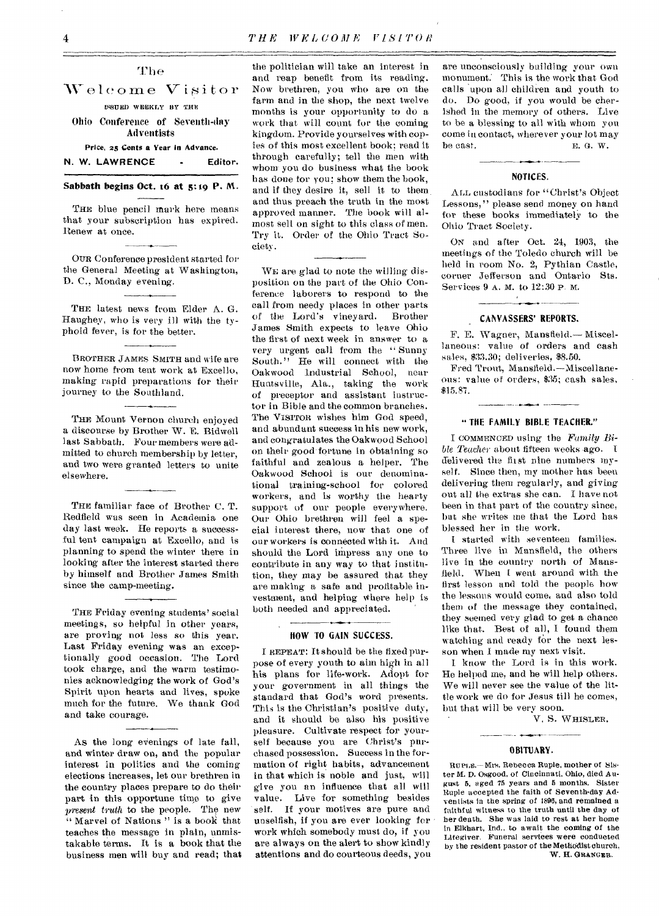# The Welcome Visitor

ISSUED WEEKLY BY THE

Ohio Conference of Seventh-day Adventists

Price, 25 Cents a Year in Advance.

N. W. LAWRENCE - Editor.

**Sabbath begins Oct. 16 at 5:19 P. M.**

THE blue pencil mark here means that your subscription has expired. Renew at once.

OUR Conference president started for the General Meeting at Washington, D. C., Monday evening.

THE latest news from Elder A. G. Haughey, who is very ill with the typhoid fever, is for the better.

BROTHER JAMES SMITH and wife are now home from tent work at Excello, making rapid preparations for their journey to the Southland.

THE Mount Vernon church enjoyed a discourse by Brother W. E. Bidwell last Sabbath. Four members were admitted to church membership by letter, and two were granted letters to unite elsewhere.

THE familiar face of Brother C. T. Redfield was seen in Academia one day last week. He reports a successful tent campaign at Excello, and is planning to spend the winter there in looking after the interest started there by himself and Brother James Smith since the camp-meeting.

THE Friday evening students' social meetings, so helpful in other years, are proving not less so this year. Last Friday evening was an exceptionally good occasion. The Lord took charge, and the warm testimonies acknowledging the work of God's Spirit upon hearts and lives, spoke much for the future. We thank God and take courage.

As the long evenings of late fall, and winter draw on, and the popular interest in politics and the coming elections increases, let our brethren in the country places prepare to do their part in this opportune time to give *present truth* to the people. The new "Marvel of Nations" is a book that teaches the message in plain, unmistakable terms. It is a book that the business men will buy and read; that the politician will take an interest in and reap benefit from its reading. Now brethren, you who are on the farm and in the shop, the next twelve months is your opportunity to do a work that will count for the coming kingdom. Provide yourselves with copies of this most excellent book; read it through carefully; tell the men with whom you do business what the book has done for you; show them the book, and if they desire it, sell it to them and thus preach the truth in the most approved manner. The book will almost sell on sight to this class of men. Try it. Order of the Ohio Tract Society.

WE are glad to note the willing disposition on the part of the Ohio Conference laborers to respond to the call from needy places in other parts of the Lord's vineyard. Brother James Smith expects to leave Ohio the first of next week in answer to a very urgent call from the "Sunny South." He will connect with the Oakwood Industrial School, near Huntsville, Ala., taking the work of preceptor and assistant instructor in Bible and the common branches. The VISITOR wishes him God speed, and abundant success in his new work, and congratulates the Oakwood School on their good fortune in obtaining so faithful and zealous a helper. The Oakwood School is our denominational training-school for colored workers, and is worthy the hearty support of our people everywhere. Our Ohio brethren will feel a special interest there, now that one of our workers is connected with it. And should the Lord impress any one to contribute in any way to that institution, they may be assured that they are making a safe and profitable investment, and helping where help is both needed and appreciated.

## HOW TO GAIN SUCCESS.

I REPEAT: It should be the fixed purpose of every youth to aim high in all his plans for life-work. Adopt for your government in all things the standard that God's word presents. This is the Christian's positive duty, and it should be also his positive pleasure. Cultivate respect for yourself because you are Christ's purchased possession. Success in the formation of right habits, advancement in that which is noble and just, will give you an influence that all will value. Live for something besides self. If your motives are pure and unselfish, if you are ever looking for work which somebody must do, if you are always on the alert to show kindly attentions and do courteous deeds, you are unconsciously building your own monument. This is the work that God calls upon all children and youth to do. Do good, if you would be cherished in the memory of others. Live to be a blessing to all with whom you come in contact, wherever your lot may be cast. E. G. W.

## NOTICES.

ALL custodians for "Christ's Object Lessons," please send money on hand for these books immediately to the Ohio Tract Society.

ON and after Oct. 24, 1903, the meetings of the Toledo church will be held in room No. 2, Pythian Castle, corner Jefferson and Ontario Sts. Services 9 A. M. to 12:30 P. M.

## CANVASSERS' REPORTS.

F. E. Wagner, Mansfield.—Miscellaneous: value of orders and cash sales, $33.30; deliveries, $8.50.

Fred Trout, Mansfield.—Miscellaneous: value of orders, $35; cash sales, $15.87.

## "THE FAMILY BIBLE TEACHER."

I COMMENCED using the *Family Bible Teacher* about fifteen weeks ago. I delivered the first nine numbers myself. Since then, my mother has been delivering them regularly, and giving out all the extras she can. I have not been in that part of the country since, but she writes me that the Lord has blessed her in the work.

I started with seventeen families. Three live in Mansfield, the others live in the country north of Mansfield. When I went around with the first lesson and told the people how the lessons would come, and also told them of the message they contained, they seemed very glad to get a chance like that. Best of all, I found them watching and ready for the next lesson when I made my next visit.

I know the Lord is in this work. He helped me, and he will help others. We will never see the value of the little work we do for Jesus till he comes, but that will be very soon.

V. S. WHISLER.

## OBITUARY.

RUPLE.—Mrs. Rebecca Ruple, mother of Sister M. D. Osgood, of Cincinnati, Ohio, died August 5, aged 75 years and 5 months. Sister Ruple accepted the faith of Seventh-day Adventists in the spring of 1896, and remained a faithful witness to the truth until the day of her death. She was laid to rest at her home in Elkhart, Ind., to await the coming of the Lifegiver. Funeral services were conducted by the resident pastor of the Methodist church.

W. H. GRANGER.